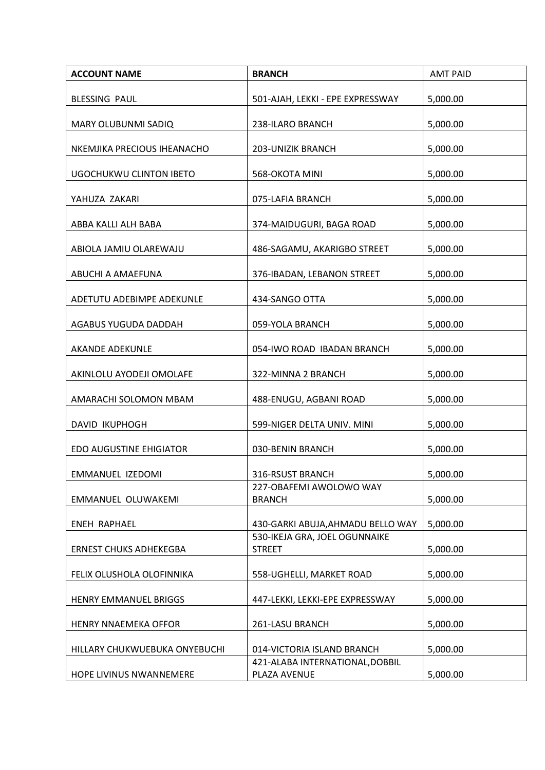| ACCOUNT NAME | BRANCH | AMT PAID |
|---|---|---|
| BLESSING PAUL | 501-AJAH, LEKKI - EPE EXPRESSWAY | 5,000.00 |
| MARY OLUBUNMI SADIQ | 238-ILARO BRANCH | 5,000.00 |
| NKEMJIKA PRECIOUS IHEANACHO | 203-UNIZIK BRANCH | 5,000.00 |
| UGOCHUKWU CLINTON IBETO | 568-OKOTA MINI | 5,000.00 |
| YAHUZA ZAKARI | 075-LAFIA BRANCH | 5,000.00 |
| ABBA KALLI ALH BABA | 374-MAIDUGURI, BAGA ROAD | 5,000.00 |
| ABIOLA JAMIU OLAREWAJU | 486-SAGAMU, AKARIGBO STREET | 5,000.00 |
| ABUCHI A AMAEFUNA | 376-IBADAN, LEBANON STREET | 5,000.00 |
| ADETUTU ADEBIMPE ADEKUNLE | 434-SANGO OTTA | 5,000.00 |
| AGABUS YUGUDA DADDAH | 059-YOLA BRANCH | 5,000.00 |
| AKANDE ADEKUNLE | 054-IWO ROAD IBADAN BRANCH | 5,000.00 |
| AKINLOLU AYODEJI OMOLAFE | 322-MINNA 2 BRANCH | 5,000.00 |
| AMARACHI SOLOMON MBAM | 488-ENUGU, AGBANI ROAD | 5,000.00 |
| DAVID IKUPHOGH | 599-NIGER DELTA UNIV. MINI | 5,000.00 |
| EDO AUGUSTINE EHIGIATOR | 030-BENIN BRANCH | 5,000.00 |
| EMMANUEL IZEDOMI | 316-RSUST BRANCH | 5,000.00 |
| EMMANUEL OLUWAKEMI | 227-OBAFEMI AWOLOWO WAY BRANCH | 5,000.00 |
| ENEH RAPHAEL | 430-GARKI ABUJA,AHMADU BELLO WAY | 5,000.00 |
| ERNEST CHUKS ADHEKEGBA | 530-IKEJA GRA, JOEL OGUNNAIKE STREET | 5,000.00 |
| FELIX OLUSHOLA OLOFINNIKA | 558-UGHELLI, MARKET ROAD | 5,000.00 |
| HENRY EMMANUEL BRIGGS | 447-LEKKI, LEKKI-EPE EXPRESSWAY | 5,000.00 |
| HENRY NNAEMEKA OFFOR | 261-LASU BRANCH | 5,000.00 |
| HILLARY CHUKWUEBUKA ONYEBUCHI | 014-VICTORIA ISLAND BRANCH | 5,000.00 |
| HOPE LIVINUS NWANNEMERE | 421-ALABA INTERNATIONAL,DOBBIL PLAZA AVENUE | 5,000.00 |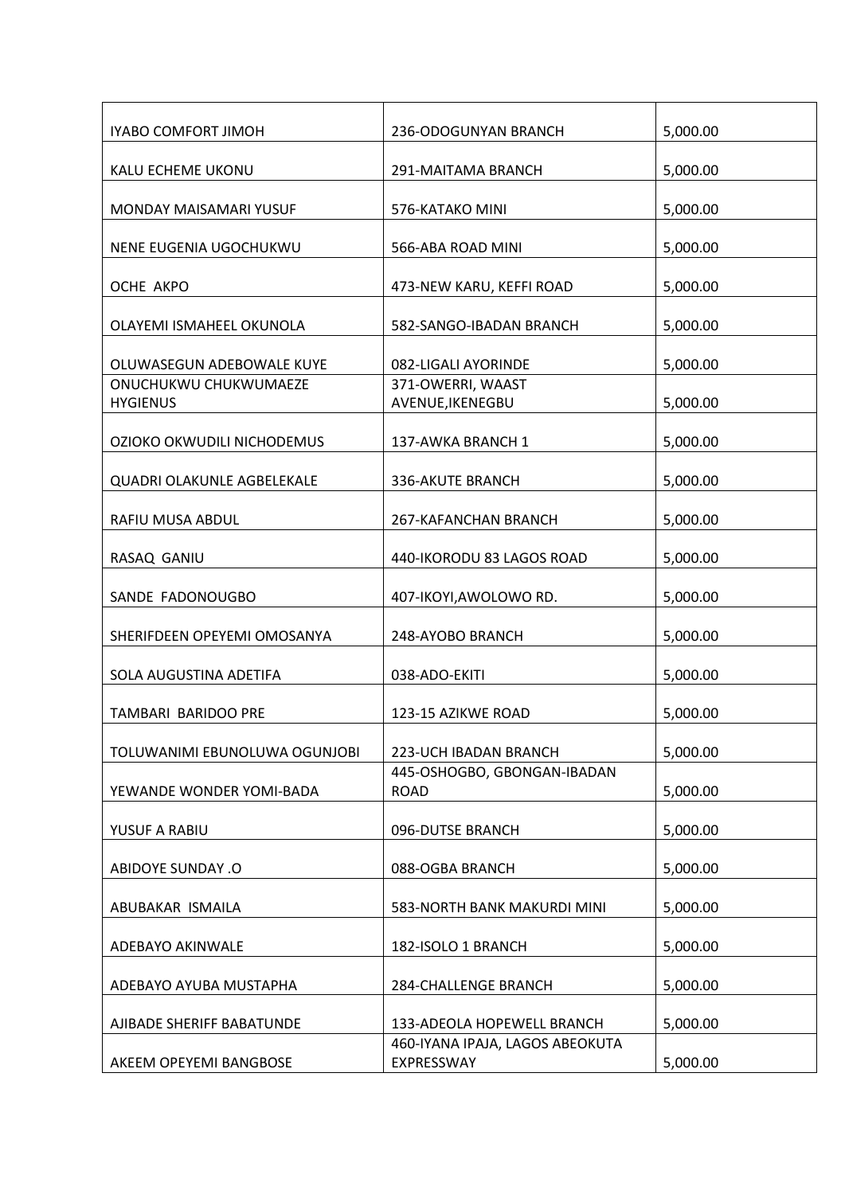| IYABO COMFORT JIMOH | 236-ODOGUNYAN BRANCH | 5,000.00 |
|---|---|---|
| KALU ECHEME UKONU | 291-MAITAMA BRANCH | 5,000.00 |
| MONDAY MAISAMARI YUSUF | 576-KATAKO MINI | 5,000.00 |
| NENE EUGENIA UGOCHUKWU | 566-ABA ROAD MINI | 5,000.00 |
| OCHE AKPO | 473-NEW KARU, KEFFI ROAD | 5,000.00 |
| OLAYEMI ISMAHEEL OKUNOLA | 582-SANGO-IBADAN BRANCH | 5,000.00 |
| OLUWASEGUN ADEBOWALE KUYE | 082-LIGALI AYORINDE | 5,000.00 |
| ONUCHUKWU CHUKWUMAEZE HYGIENUS | 371-OWERRI, WAAST AVENUE,IKENEGBU | 5,000.00 |
| OZIOKO OKWUDILI NICHODEMUS | 137-AWKA BRANCH 1 | 5,000.00 |
| QUADRI OLAKUNLE AGBELEKALE | 336-AKUTE BRANCH | 5,000.00 |
| RAFIU MUSA ABDUL | 267-KAFANCHAN BRANCH | 5,000.00 |
| RASAQ GANIU | 440-IKORODU 83 LAGOS ROAD | 5,000.00 |
| SANDE FADONOUGBO | 407-IKOYI,AWOLOWO RD. | 5,000.00 |
| SHERIFDEEN OPEYEMI OMOSANYA | 248-AYOBO BRANCH | 5,000.00 |
| SOLA AUGUSTINA ADETIFA | 038-ADO-EKITI | 5,000.00 |
| TAMBARI BARIDOO PRE | 123-15 AZIKWE ROAD | 5,000.00 |
| TOLUWANIMI EBUNOLUWA OGUNJOBI | 223-UCH IBADAN BRANCH | 5,000.00 |
| YEWANDE WONDER YOMI-BADA | 445-OSHOGBO, GBONGAN-IBADAN ROAD | 5,000.00 |
| YUSUF A RABIU | 096-DUTSE BRANCH | 5,000.00 |
| ABIDOYE SUNDAY .O | 088-OGBA BRANCH | 5,000.00 |
| ABUBAKAR ISMAILA | 583-NORTH BANK MAKURDI MINI | 5,000.00 |
| ADEBAYO AKINWALE | 182-ISOLO 1 BRANCH | 5,000.00 |
| ADEBAYO AYUBA MUSTAPHA | 284-CHALLENGE BRANCH | 5,000.00 |
| AJIBADE SHERIFF BABATUNDE | 133-ADEOLA HOPEWELL BRANCH | 5,000.00 |
| AKEEM OPEYEMI BANGBOSE | 460-IYANA IPAJA, LAGOS ABEOKUTA EXPRESSWAY | 5,000.00 |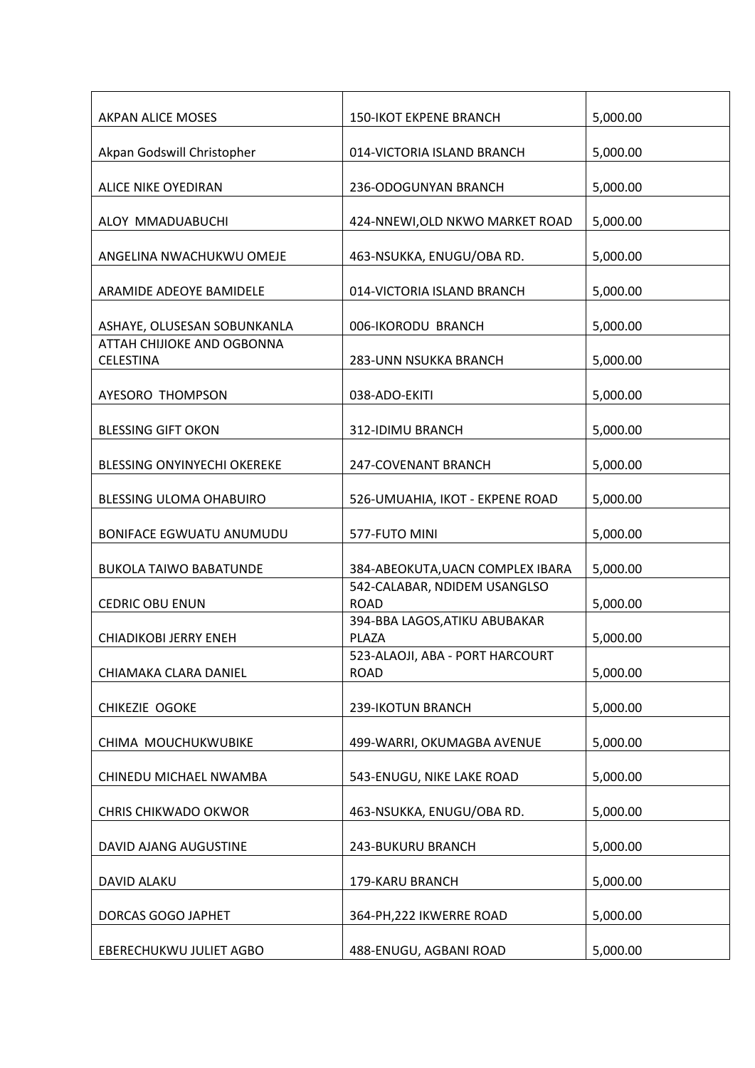| AKPAN ALICE MOSES | 150-IKOT EKPENE BRANCH | 5,000.00 |
|---|---|---|
| Akpan Godswill Christopher | 014-VICTORIA ISLAND BRANCH | 5,000.00 |
| ALICE NIKE OYEDIRAN | 236-ODOGUNYAN BRANCH | 5,000.00 |
| ALOY MMADUABUCHI | 424-NNEWI,OLD NKWO MARKET ROAD | 5,000.00 |
| ANGELINA NWACHUKWU OMEJE | 463-NSUKKA, ENUGU/OBA RD. | 5,000.00 |
| ARAMIDE ADEOYE BAMIDELE | 014-VICTORIA ISLAND BRANCH | 5,000.00 |
| ASHAYE, OLUSESAN SOBUNKANLA | 006-IKORODU BRANCH | 5,000.00 |
| ATTAH CHIJIOKE AND OGBONNA CELESTINA | 283-UNN NSUKKA BRANCH | 5,000.00 |
| AYESORO THOMPSON | 038-ADO-EKITI | 5,000.00 |
| BLESSING GIFT OKON | 312-IDIMU BRANCH | 5,000.00 |
| BLESSING ONYINYECHI OKEREKE | 247-COVENANT BRANCH | 5,000.00 |
| BLESSING ULOMA OHABUIRO | 526-UMUAHIA, IKOT - EKPENE ROAD | 5,000.00 |
| BONIFACE EGWUATU ANUMUDU | 577-FUTO MINI | 5,000.00 |
| BUKOLA TAIWO BABATUNDE | 384-ABEOKUTA,UACN COMPLEX IBARA | 5,000.00 |
| CEDRIC OBU ENUN | 542-CALABAR, NDIDEM USANGLSO ROAD | 5,000.00 |
| CHIADIKOBI JERRY ENEH | 394-BBA LAGOS,ATIKU ABUBAKAR PLAZA | 5,000.00 |
| CHIAMAKA CLARA DANIEL | 523-ALAOJI, ABA - PORT HARCOURT ROAD | 5,000.00 |
| CHIKEZIE OGOKE | 239-IKOTUN BRANCH | 5,000.00 |
| CHIMA MOUCHUKWUBIKE | 499-WARRI, OKUMAGBA AVENUE | 5,000.00 |
| CHINEDU MICHAEL NWAMBA | 543-ENUGU, NIKE LAKE ROAD | 5,000.00 |
| CHRIS CHIKWADO OKWOR | 463-NSUKKA, ENUGU/OBA RD. | 5,000.00 |
| DAVID AJANG AUGUSTINE | 243-BUKURU BRANCH | 5,000.00 |
| DAVID ALAKU | 179-KARU BRANCH | 5,000.00 |
| DORCAS GOGO JAPHET | 364-PH,222 IKWERRE ROAD | 5,000.00 |
| EBERECHUKWU JULIET AGBO | 488-ENUGU, AGBANI ROAD | 5,000.00 |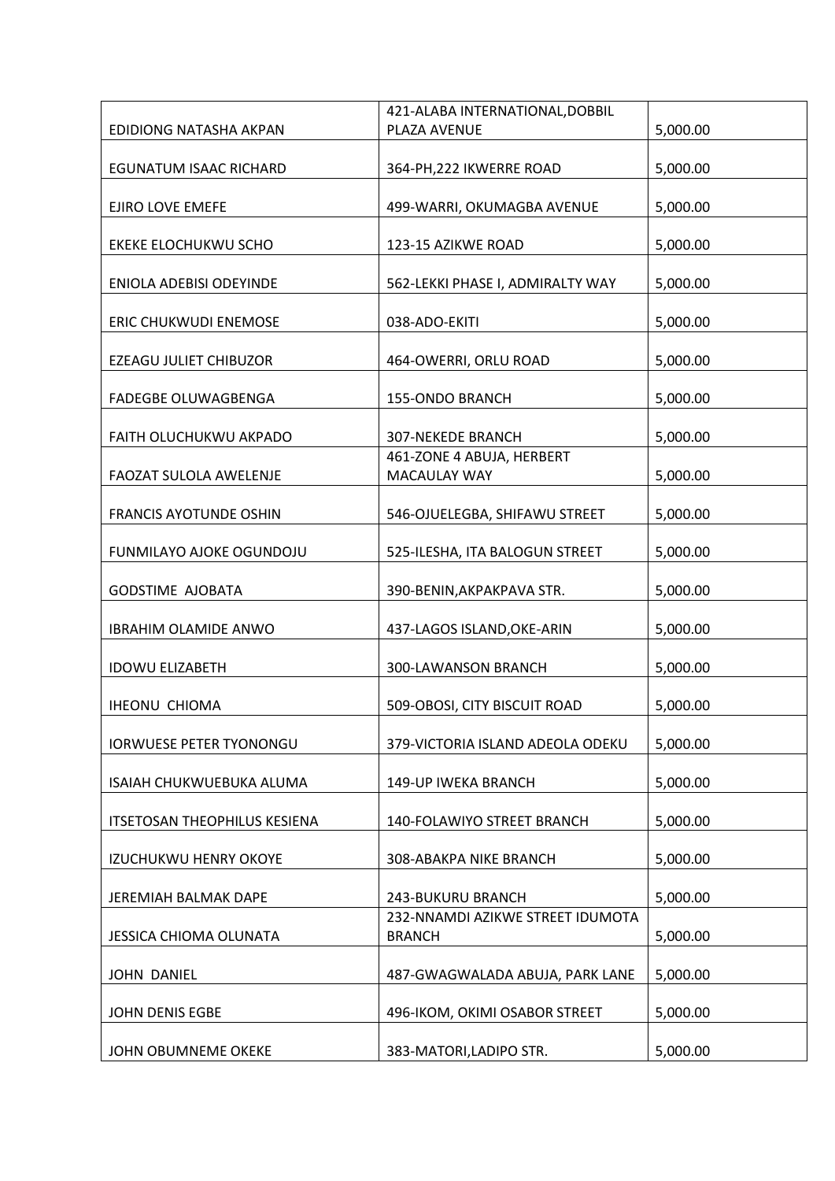| | | |
|---|---|---|
| EDIDIONG NATASHA AKPAN | 421-ALABA INTERNATIONAL,DOBBIL PLAZA AVENUE | 5,000.00 |
| EGUNATUM ISAAC RICHARD | 364-PH,222 IKWERRE ROAD | 5,000.00 |
| EJIRO LOVE EMEFE | 499-WARRI, OKUMAGBA AVENUE | 5,000.00 |
| EKEKE ELOCHUKWU SCHO | 123-15 AZIKWE ROAD | 5,000.00 |
| ENIOLA ADEBISI ODEYINDE | 562-LEKKI PHASE I, ADMIRALTY WAY | 5,000.00 |
| ERIC CHUKWUDI ENEMOSE | 038-ADO-EKITI | 5,000.00 |
| EZEAGU JULIET CHIBUZOR | 464-OWERRI, ORLU ROAD | 5,000.00 |
| FADEGBE OLUWAGBENGA | 155-ONDO BRANCH | 5,000.00 |
| FAITH OLUCHUKWU AKPADO | 307-NEKEDE BRANCH | 5,000.00 |
| FAOZAT SULOLA AWELENJE | 461-ZONE 4 ABUJA, HERBERT MACAULAY WAY | 5,000.00 |
| FRANCIS AYOTUNDE OSHIN | 546-OJUELEGBA, SHIFAWU STREET | 5,000.00 |
| FUNMILAYO AJOKE OGUNDOJU | 525-ILESHA, ITA BALOGUN STREET | 5,000.00 |
| GODSTIME AJOBATA | 390-BENIN,AKPAKPAVA STR. | 5,000.00 |
| IBRAHIM OLAMIDE ANWO | 437-LAGOS ISLAND,OKE-ARIN | 5,000.00 |
| IDOWU ELIZABETH | 300-LAWANSON BRANCH | 5,000.00 |
| IHEONU CHIOMA | 509-OBOSI, CITY BISCUIT ROAD | 5,000.00 |
| IORWUESE PETER TYONONGU | 379-VICTORIA ISLAND ADEOLA ODEKU | 5,000.00 |
| ISAIAH CHUKWUEBUKA ALUMA | 149-UP IWEKA BRANCH | 5,000.00 |
| ITSETOSAN THEOPHILUS KESIENA | 140-FOLAWIYO STREET BRANCH | 5,000.00 |
| IZUCHUKWU HENRY OKOYE | 308-ABAKPA NIKE BRANCH | 5,000.00 |
| JEREMIAH BALMAK DAPE | 243-BUKURU BRANCH | 5,000.00 |
| JESSICA CHIOMA OLUNATA | 232-NNAMDI AZIKWE STREET IDUMOTA BRANCH | 5,000.00 |
| JOHN DANIEL | 487-GWAGWALADA ABUJA, PARK LANE | 5,000.00 |
| JOHN DENIS EGBE | 496-IKOM, OKIMI OSABOR STREET | 5,000.00 |
| JOHN OBUMNEME OKEKE | 383-MATORI,LADIPO STR. | 5,000.00 |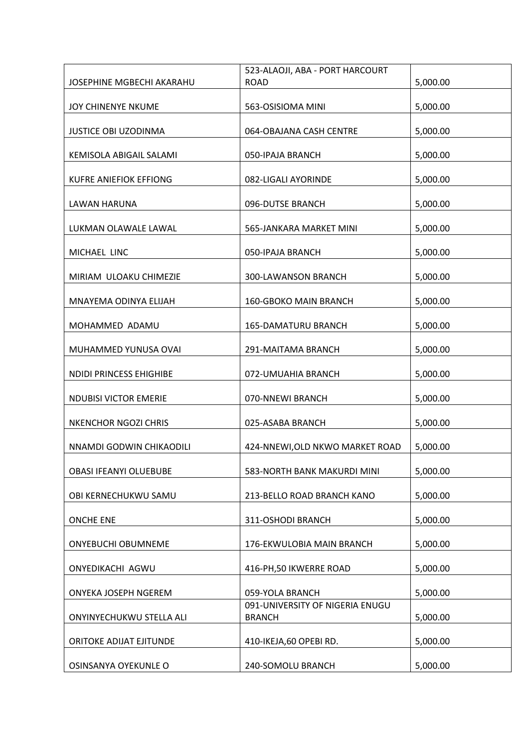| | | |
|---|---|---|
| JOSEPHINE MGBECHI AKARAHU | 523-ALAOJI, ABA - PORT HARCOURT ROAD | 5,000.00 |
| JOY CHINENYE NKUME | 563-OSISIOMA MINI | 5,000.00 |
| JUSTICE OBI UZODINMA | 064-OBAJANA CASH CENTRE | 5,000.00 |
| KEMISOLA ABIGAIL SALAMI | 050-IPAJA BRANCH | 5,000.00 |
| KUFRE ANIEFIOK EFFIONG | 082-LIGALI AYORINDE | 5,000.00 |
| LAWAN HARUNA | 096-DUTSE BRANCH | 5,000.00 |
| LUKMAN OLAWALE LAWAL | 565-JANKARA MARKET MINI | 5,000.00 |
| MICHAEL LINC | 050-IPAJA BRANCH | 5,000.00 |
| MIRIAM ULOAKU CHIMEZIE | 300-LAWANSON BRANCH | 5,000.00 |
| MNAYEMA ODINYA ELIJAH | 160-GBOKO MAIN BRANCH | 5,000.00 |
| MOHAMMED ADAMU | 165-DAMATURU BRANCH | 5,000.00 |
| MUHAMMED YUNUSA OVAI | 291-MAITAMA BRANCH | 5,000.00 |
| NDIDI PRINCESS EHIGHIBE | 072-UMUAHIA BRANCH | 5,000.00 |
| NDUBISI VICTOR EMERIE | 070-NNEWI BRANCH | 5,000.00 |
| NKENCHOR NGOZI CHRIS | 025-ASABA BRANCH | 5,000.00 |
| NNAMDI GODWIN CHIKAODILI | 424-NNEWI,OLD NKWO MARKET ROAD | 5,000.00 |
| OBASI IFEANYI OLUEBUBE | 583-NORTH BANK MAKURDI MINI | 5,000.00 |
| OBI KERNECHUKWU SAMU | 213-BELLO ROAD BRANCH KANO | 5,000.00 |
| ONCHE ENE | 311-OSHODI BRANCH | 5,000.00 |
| ONYEBUCHI OBUMNEME | 176-EKWULOBIA MAIN BRANCH | 5,000.00 |
| ONYEDIKACHI AGWU | 416-PH,50 IKWERRE ROAD | 5,000.00 |
| ONYEKA JOSEPH NGEREM | 059-YOLA BRANCH | 5,000.00 |
| ONYINYECHUKWU STELLA ALI | 091-UNIVERSITY OF NIGERIA ENUGU BRANCH | 5,000.00 |
| ORITOKE ADIJAT EJITUNDE | 410-IKEJA,60 OPEBI RD. | 5,000.00 |
| OSINSANYA OYEKUNLE O | 240-SOMOLU BRANCH | 5,000.00 |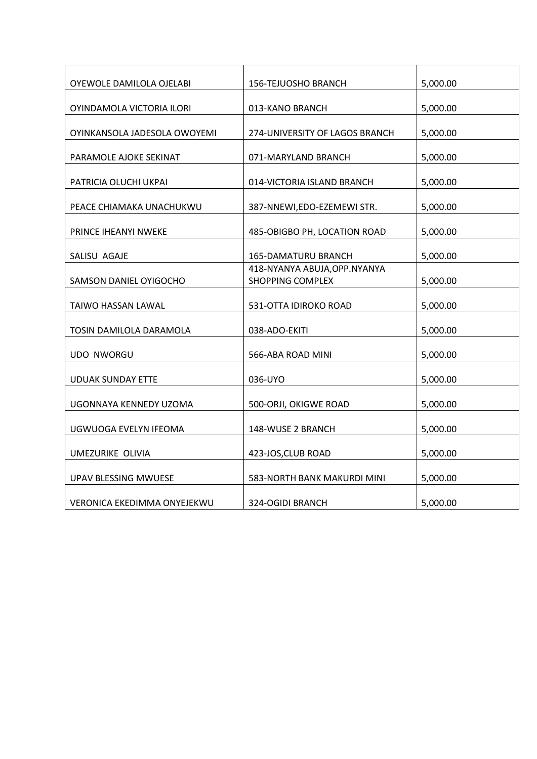| | | |
|---|---|---|
| OYEWOLE DAMILOLA OJELABI | 156-TEJUOSHO BRANCH | 5,000.00 |
| OYINDAMOLA VICTORIA ILORI | 013-KANO BRANCH | 5,000.00 |
| OYINKANSOLA JADESOLA OWOYEMI | 274-UNIVERSITY OF LAGOS BRANCH | 5,000.00 |
| PARAMOLE AJOKE SEKINAT | 071-MARYLAND BRANCH | 5,000.00 |
| PATRICIA OLUCHI UKPAI | 014-VICTORIA ISLAND BRANCH | 5,000.00 |
| PEACE CHIAMAKA UNACHUKWU | 387-NNEWI,EDO-EZEMEWI STR. | 5,000.00 |
| PRINCE IHEANYI NWEKE | 485-OBIGBO PH, LOCATION ROAD | 5,000.00 |
| SALISU AGAJE | 165-DAMATURU BRANCH | 5,000.00 |
| SAMSON DANIEL OYIGOCHO | 418-NYANYA ABUJA,OPP.NYANYA SHOPPING COMPLEX | 5,000.00 |
| TAIWO HASSAN LAWAL | 531-OTTA IDIROKO ROAD | 5,000.00 |
| TOSIN DAMILOLA DARAMOLA | 038-ADO-EKITI | 5,000.00 |
| UDO NWORGU | 566-ABA ROAD MINI | 5,000.00 |
| UDUAK SUNDAY ETTE | 036-UYO | 5,000.00 |
| UGONNAYA KENNEDY UZOMA | 500-ORJI, OKIGWE ROAD | 5,000.00 |
| UGWUOGA EVELYN IFEOMA | 148-WUSE 2 BRANCH | 5,000.00 |
| UMEZURIKE OLIVIA | 423-JOS,CLUB ROAD | 5,000.00 |
| UPAV BLESSING MWUESE | 583-NORTH BANK MAKURDI MINI | 5,000.00 |
| VERONICA EKEDIMMA ONYEJEKWU | 324-OGIDI BRANCH | 5,000.00 |